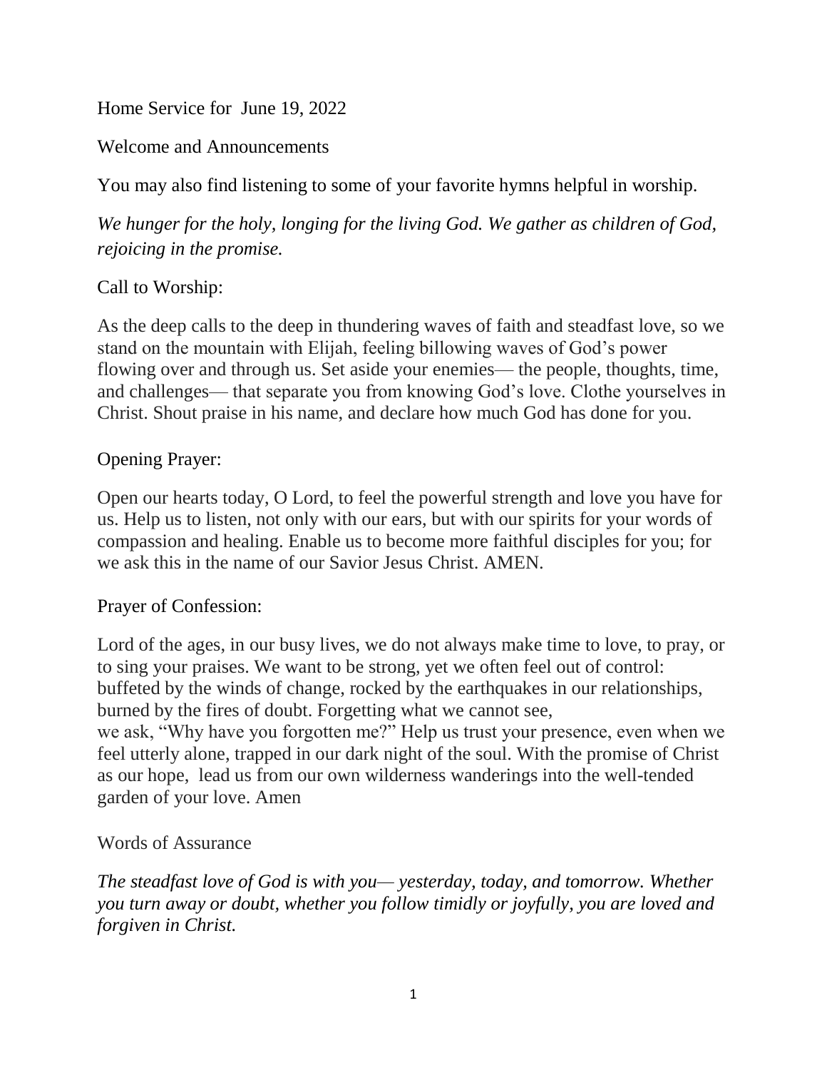Home Service for June 19, 2022

Welcome and Announcements

You may also find listening to some of your favorite hymns helpful in worship.

*We hunger for the holy, longing for the living God. We gather as children of God, rejoicing in the promise.*

Call to Worship:

As the deep calls to the deep in thundering waves of faith and steadfast love, so we stand on the mountain with Elijah, feeling billowing waves of God's power flowing over and through us. Set aside your enemies— the people, thoughts, time, and challenges— that separate you from knowing God's love. Clothe yourselves in Christ. Shout praise in his name, and declare how much God has done for you.

Opening Prayer:

Open our hearts today, O Lord, to feel the powerful strength and love you have for us. Help us to listen, not only with our ears, but with our spirits for your words of compassion and healing. Enable us to become more faithful disciples for you; for we ask this in the name of our Savior Jesus Christ. AMEN.

Prayer of Confession:

Lord of the ages, in our busy lives, we do not always make time to love, to pray, or to sing your praises. We want to be strong, yet we often feel out of control: buffeted by the winds of change, rocked by the earthquakes in our relationships, burned by the fires of doubt. Forgetting what we cannot see,
we ask, "Why have you forgotten me?" Help us trust your presence, even when we feel utterly alone, trapped in our dark night of the soul. With the promise of Christ as our hope, lead us from our own wilderness wanderings into the well-tended garden of your love. Amen

Words of Assurance

*The steadfast love of God is with you— yesterday, today, and tomorrow. Whether you turn away or doubt, whether you follow timidly or joyfully, you are loved and forgiven in Christ.*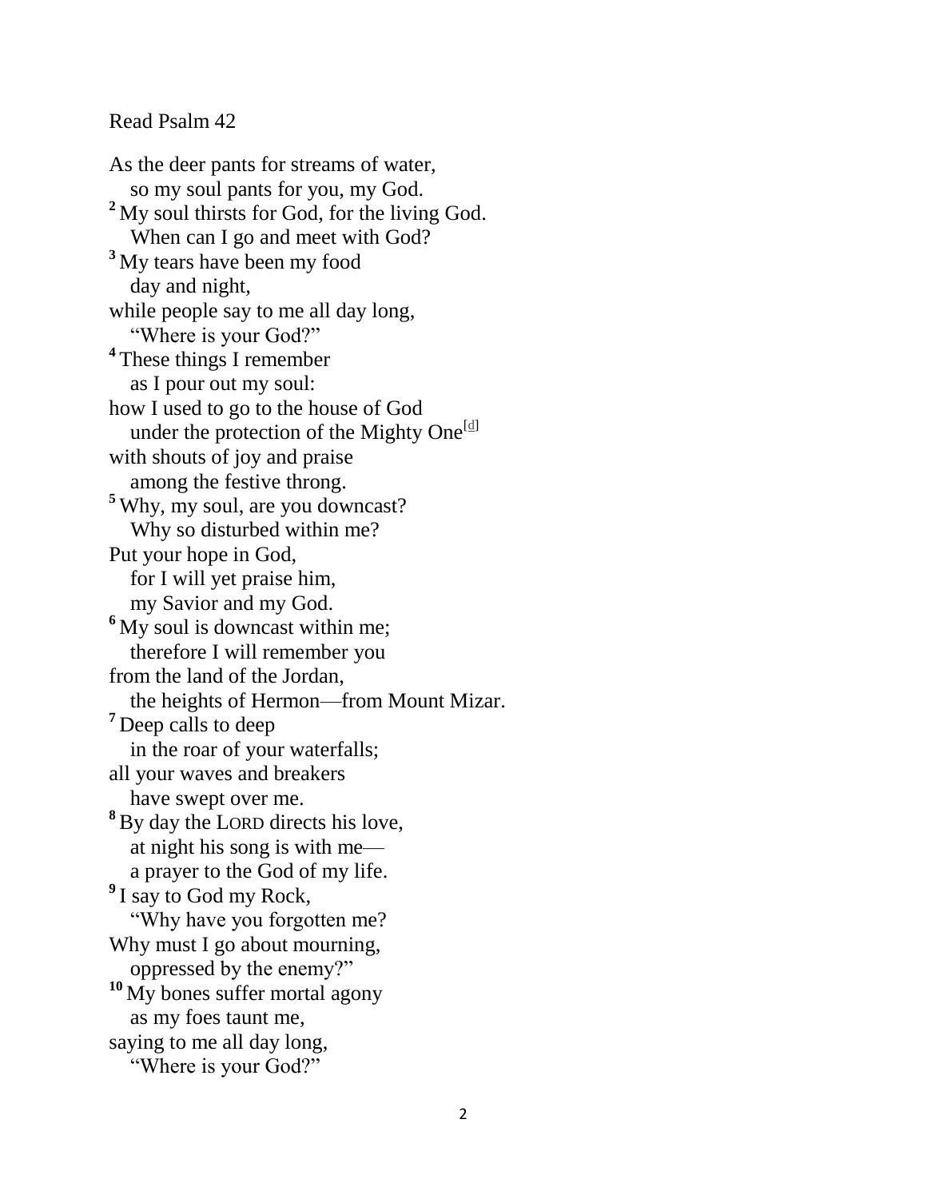Read Psalm 42

As the deer pants for streams of water,
  so my soul pants for you, my God.
[2] My soul thirsts for God, for the living God.
  When can I go and meet with God?
[3] My tears have been my food
  day and night,
while people say to me all day long,
  "Where is your God?"
[4] These things I remember
  as I pour out my soul:
how I used to go to the house of God
  under the protection of the Mighty One[d]
with shouts of joy and praise
  among the festive throng.
[5] Why, my soul, are you downcast?
  Why so disturbed within me?
Put your hope in God,
  for I will yet praise him,
  my Savior and my God.
[6] My soul is downcast within me;
  therefore I will remember you
from the land of the Jordan,
  the heights of Hermon—from Mount Mizar.
[7] Deep calls to deep
  in the roar of your waterfalls;
all your waves and breakers
  have swept over me.
[8] By day the LORD directs his love,
  at night his song is with me—
  a prayer to the God of my life.
[9] I say to God my Rock,
  "Why have you forgotten me?
Why must I go about mourning,
  oppressed by the enemy?"
[10] My bones suffer mortal agony
  as my foes taunt me,
saying to me all day long,
  "Where is your God?"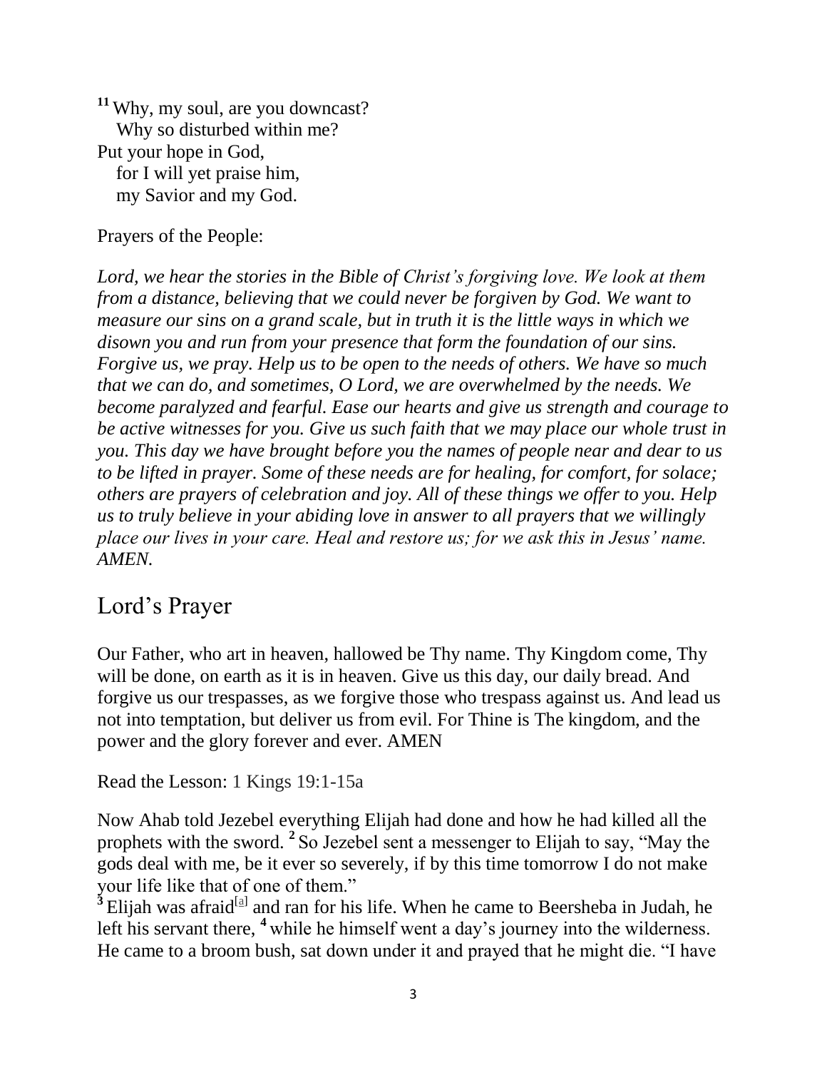[11] Why, my soul, are you downcast?
   Why so disturbed within me?
Put your hope in God,
   for I will yet praise him,
   my Savior and my God.

Prayers of the People:

*Lord, we hear the stories in the Bible of Christ's forgiving love. We look at them from a distance, believing that we could never be forgiven by God. We want to measure our sins on a grand scale, but in truth it is the little ways in which we disown you and run from your presence that form the foundation of our sins. Forgive us, we pray. Help us to be open to the needs of others. We have so much that we can do, and sometimes, O Lord, we are overwhelmed by the needs. We become paralyzed and fearful. Ease our hearts and give us strength and courage to be active witnesses for you. Give us such faith that we may place our whole trust in you. This day we have brought before you the names of people near and dear to us to be lifted in prayer. Some of these needs are for healing, for comfort, for solace; others are prayers of celebration and joy. All of these things we offer to you. Help us to truly believe in your abiding love in answer to all prayers that we willingly place our lives in your care. Heal and restore us; for we ask this in Jesus' name. AMEN.*

## Lord's Prayer

Our Father, who art in heaven, hallowed be Thy name. Thy Kingdom come, Thy will be done, on earth as it is in heaven. Give us this day, our daily bread. And forgive us our trespasses, as we forgive those who trespass against us. And lead us not into temptation, but deliver us from evil. For Thine is The kingdom, and the power and the glory forever and ever. AMEN

Read the Lesson: 1 Kings 19:1-15a

Now Ahab told Jezebel everything Elijah had done and how he had killed all the prophets with the sword. [2] So Jezebel sent a messenger to Elijah to say, "May the gods deal with me, be it ever so severely, if by this time tomorrow I do not make your life like that of one of them."
[3] Elijah was afraid[a] and ran for his life. When he came to Beersheba in Judah, he left his servant there, [4] while he himself went a day's journey into the wilderness. He came to a broom bush, sat down under it and prayed that he might die. "I have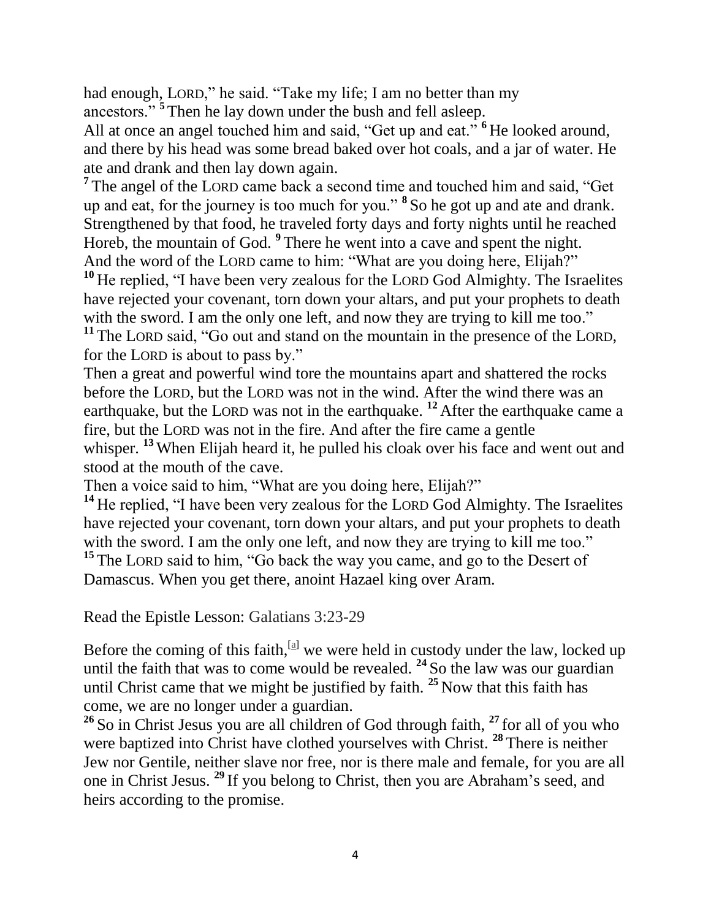had enough, LORD," he said. "Take my life; I am no better than my ancestors." [5] Then he lay down under the bush and fell asleep.

All at once an angel touched him and said, "Get up and eat." [6] He looked around, and there by his head was some bread baked over hot coals, and a jar of water. He ate and drank and then lay down again.

[7] The angel of the LORD came back a second time and touched him and said, "Get up and eat, for the journey is too much for you." [8] So he got up and ate and drank. Strengthened by that food, he traveled forty days and forty nights until he reached Horeb, the mountain of God. [9] There he went into a cave and spent the night.

And the word of the LORD came to him: "What are you doing here, Elijah?"

[10] He replied, "I have been very zealous for the LORD God Almighty. The Israelites have rejected your covenant, torn down your altars, and put your prophets to death with the sword. I am the only one left, and now they are trying to kill me too."

[11] The LORD said, "Go out and stand on the mountain in the presence of the LORD, for the LORD is about to pass by."

Then a great and powerful wind tore the mountains apart and shattered the rocks before the LORD, but the LORD was not in the wind. After the wind there was an earthquake, but the LORD was not in the earthquake. [12] After the earthquake came a fire, but the LORD was not in the fire. And after the fire came a gentle whisper. [13] When Elijah heard it, he pulled his cloak over his face and went out and stood at the mouth of the cave.

Then a voice said to him, "What are you doing here, Elijah?"

[14] He replied, "I have been very zealous for the LORD God Almighty. The Israelites have rejected your covenant, torn down your altars, and put your prophets to death with the sword. I am the only one left, and now they are trying to kill me too."

[15] The LORD said to him, "Go back the way you came, and go to the Desert of Damascus. When you get there, anoint Hazael king over Aram.

Read the Epistle Lesson: Galatians 3:23-29

Before the coming of this faith,[a] we were held in custody under the law, locked up until the faith that was to come would be revealed. [24] So the law was our guardian until Christ came that we might be justified by faith. [25] Now that this faith has come, we are no longer under a guardian.

[26] So in Christ Jesus you are all children of God through faith, [27] for all of you who were baptized into Christ have clothed yourselves with Christ. [28] There is neither Jew nor Gentile, neither slave nor free, nor is there male and female, for you are all one in Christ Jesus. [29] If you belong to Christ, then you are Abraham's seed, and heirs according to the promise.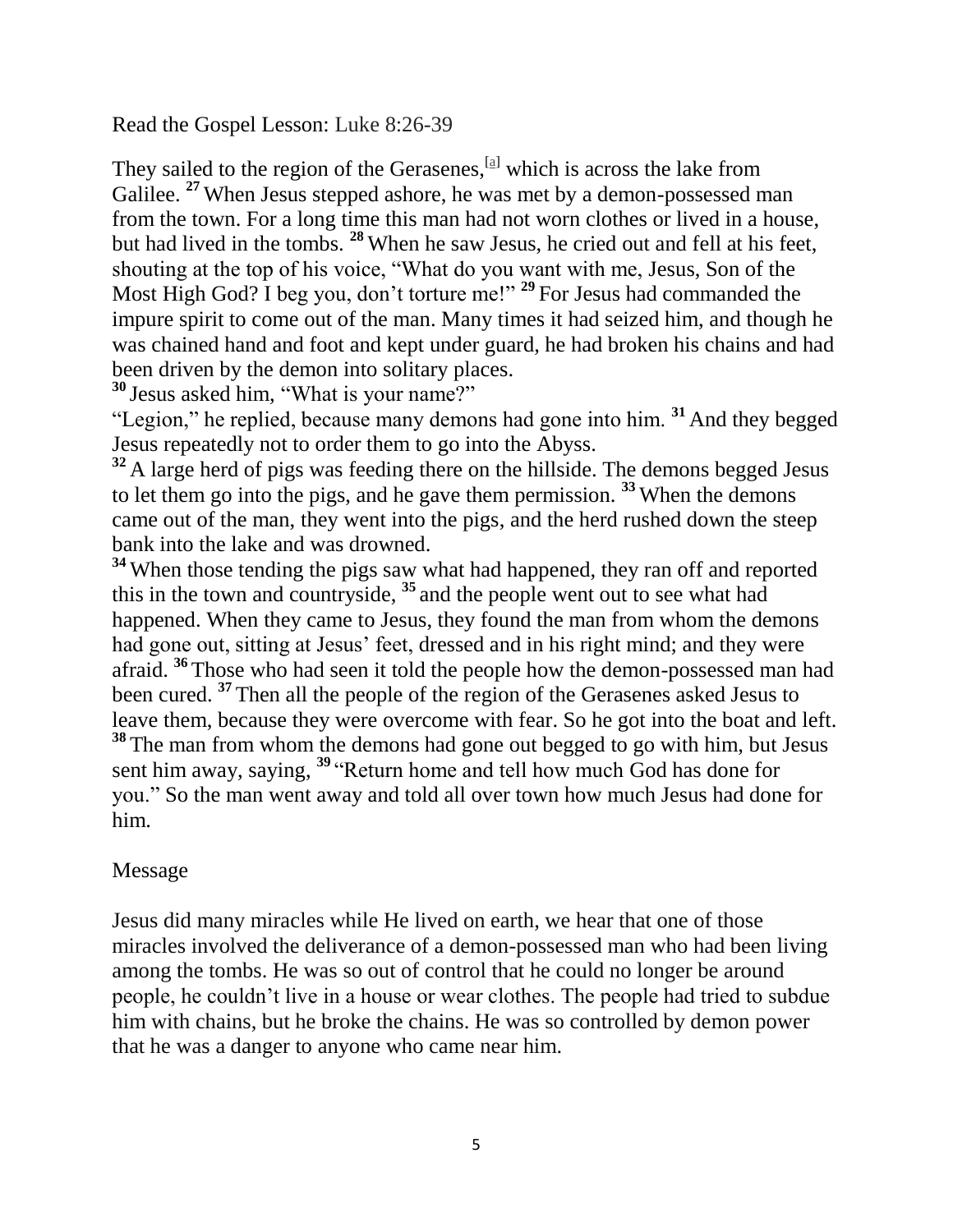Read the Gospel Lesson: Luke 8:26-39

They sailed to the region of the Gerasenes,[a] which is across the lake from Galilee. **27** When Jesus stepped ashore, he was met by a demon-possessed man from the town. For a long time this man had not worn clothes or lived in a house, but had lived in the tombs. **28** When he saw Jesus, he cried out and fell at his feet, shouting at the top of his voice, "What do you want with me, Jesus, Son of the Most High God? I beg you, don't torture me!" **29** For Jesus had commanded the impure spirit to come out of the man. Many times it had seized him, and though he was chained hand and foot and kept under guard, he had broken his chains and had been driven by the demon into solitary places.
**30** Jesus asked him, "What is your name?"
"Legion," he replied, because many demons had gone into him. **31** And they begged Jesus repeatedly not to order them to go into the Abyss.
**32** A large herd of pigs was feeding there on the hillside. The demons begged Jesus to let them go into the pigs, and he gave them permission. **33** When the demons came out of the man, they went into the pigs, and the herd rushed down the steep bank into the lake and was drowned.
**34** When those tending the pigs saw what had happened, they ran off and reported this in the town and countryside, **35** and the people went out to see what had happened. When they came to Jesus, they found the man from whom the demons had gone out, sitting at Jesus' feet, dressed and in his right mind; and they were afraid. **36** Those who had seen it told the people how the demon-possessed man had been cured. **37** Then all the people of the region of the Gerasenes asked Jesus to leave them, because they were overcome with fear. So he got into the boat and left.
**38** The man from whom the demons had gone out begged to go with him, but Jesus sent him away, saying, **39** "Return home and tell how much God has done for you." So the man went away and told all over town how much Jesus had done for him.

Message

Jesus did many miracles while He lived on earth, we hear that one of those miracles involved the deliverance of a demon-possessed man who had been living among the tombs. He was so out of control that he could no longer be around people, he couldn't live in a house or wear clothes. The people had tried to subdue him with chains, but he broke the chains. He was so controlled by demon power that he was a danger to anyone who came near him.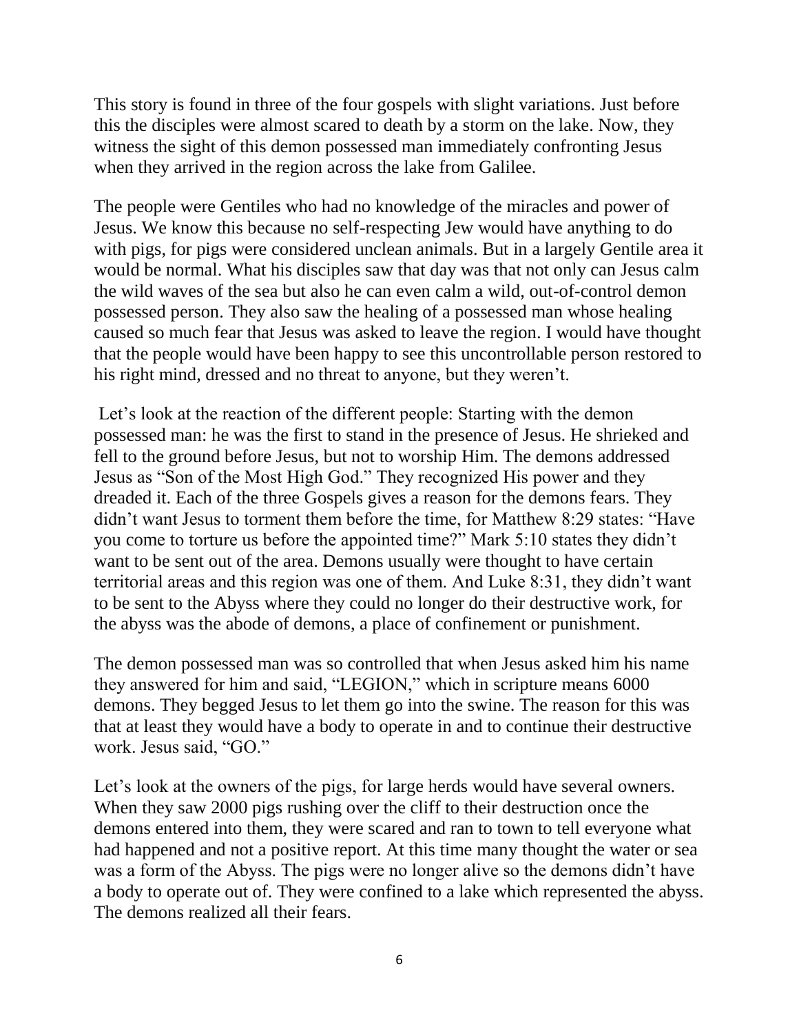This story is found in three of the four gospels with slight variations. Just before this the disciples were almost scared to death by a storm on the lake. Now, they witness the sight of this demon possessed man immediately confronting Jesus when they arrived in the region across the lake from Galilee.

The people were Gentiles who had no knowledge of the miracles and power of Jesus. We know this because no self-respecting Jew would have anything to do with pigs, for pigs were considered unclean animals. But in a largely Gentile area it would be normal. What his disciples saw that day was that not only can Jesus calm the wild waves of the sea but also he can even calm a wild, out-of-control demon possessed person. They also saw the healing of a possessed man whose healing caused so much fear that Jesus was asked to leave the region. I would have thought that the people would have been happy to see this uncontrollable person restored to his right mind, dressed and no threat to anyone, but they weren't.

Let's look at the reaction of the different people: Starting with the demon possessed man: he was the first to stand in the presence of Jesus. He shrieked and fell to the ground before Jesus, but not to worship Him. The demons addressed Jesus as "Son of the Most High God." They recognized His power and they dreaded it. Each of the three Gospels gives a reason for the demons fears. They didn't want Jesus to torment them before the time, for Matthew 8:29 states: "Have you come to torture us before the appointed time?" Mark 5:10 states they didn't want to be sent out of the area. Demons usually were thought to have certain territorial areas and this region was one of them. And Luke 8:31, they didn't want to be sent to the Abyss where they could no longer do their destructive work, for the abyss was the abode of demons, a place of confinement or punishment.

The demon possessed man was so controlled that when Jesus asked him his name they answered for him and said, "LEGION," which in scripture means 6000 demons. They begged Jesus to let them go into the swine. The reason for this was that at least they would have a body to operate in and to continue their destructive work. Jesus said, "GO."

Let's look at the owners of the pigs, for large herds would have several owners. When they saw 2000 pigs rushing over the cliff to their destruction once the demons entered into them, they were scared and ran to town to tell everyone what had happened and not a positive report. At this time many thought the water or sea was a form of the Abyss. The pigs were no longer alive so the demons didn't have a body to operate out of. They were confined to a lake which represented the abyss. The demons realized all their fears.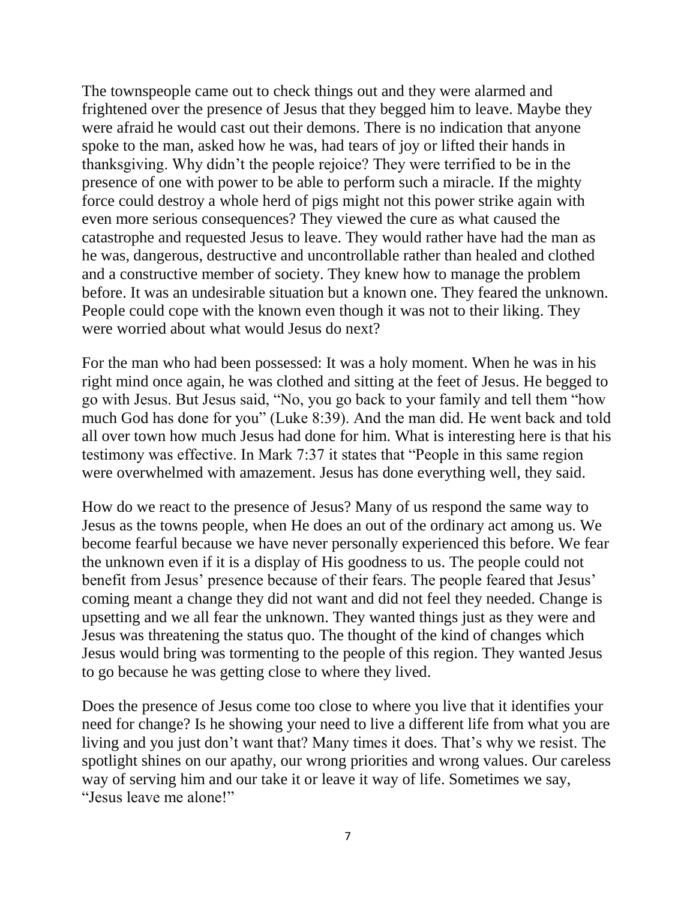The townspeople came out to check things out and they were alarmed and frightened over the presence of Jesus that they begged him to leave. Maybe they were afraid he would cast out their demons. There is no indication that anyone spoke to the man, asked how he was, had tears of joy or lifted their hands in thanksgiving. Why didn't the people rejoice? They were terrified to be in the presence of one with power to be able to perform such a miracle. If the mighty force could destroy a whole herd of pigs might not this power strike again with even more serious consequences? They viewed the cure as what caused the catastrophe and requested Jesus to leave. They would rather have had the man as he was, dangerous, destructive and uncontrollable rather than healed and clothed and a constructive member of society. They knew how to manage the problem before. It was an undesirable situation but a known one. They feared the unknown. People could cope with the known even though it was not to their liking. They were worried about what would Jesus do next?

For the man who had been possessed: It was a holy moment. When he was in his right mind once again, he was clothed and sitting at the feet of Jesus. He begged to go with Jesus. But Jesus said, "No, you go back to your family and tell them "how much God has done for you" (Luke 8:39). And the man did. He went back and told all over town how much Jesus had done for him. What is interesting here is that his testimony was effective. In Mark 7:37 it states that "People in this same region were overwhelmed with amazement. Jesus has done everything well, they said.

How do we react to the presence of Jesus? Many of us respond the same way to Jesus as the towns people, when He does an out of the ordinary act among us. We become fearful because we have never personally experienced this before. We fear the unknown even if it is a display of His goodness to us. The people could not benefit from Jesus' presence because of their fears. The people feared that Jesus' coming meant a change they did not want and did not feel they needed. Change is upsetting and we all fear the unknown. They wanted things just as they were and Jesus was threatening the status quo. The thought of the kind of changes which Jesus would bring was tormenting to the people of this region. They wanted Jesus to go because he was getting close to where they lived.

Does the presence of Jesus come too close to where you live that it identifies your need for change? Is he showing your need to live a different life from what you are living and you just don't want that? Many times it does. That's why we resist. The spotlight shines on our apathy, our wrong priorities and wrong values. Our careless way of serving him and our take it or leave it way of life. Sometimes we say, "Jesus leave me alone!"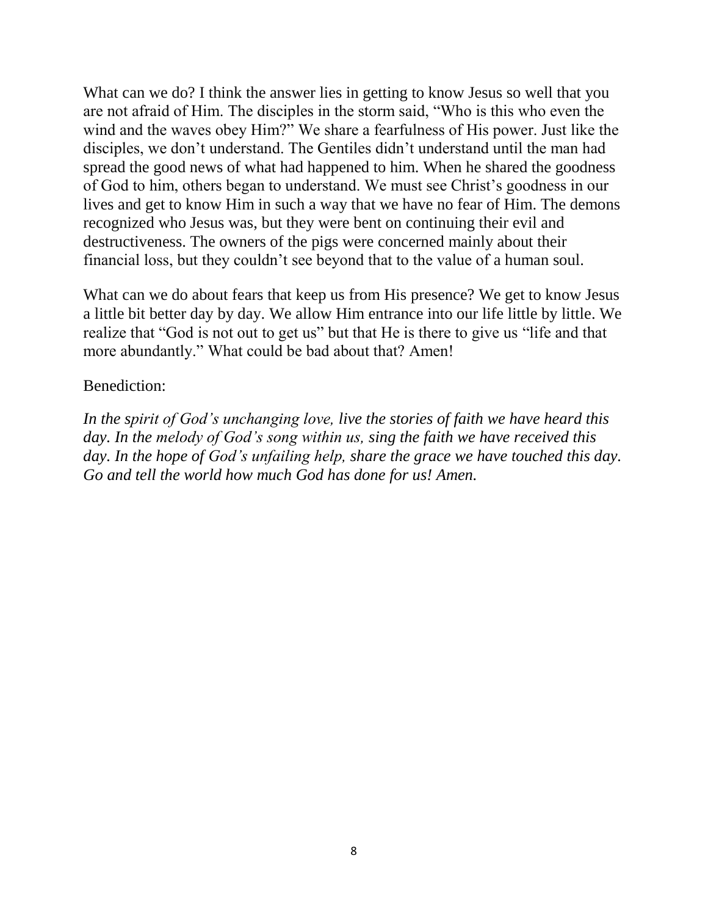What can we do? I think the answer lies in getting to know Jesus so well that you are not afraid of Him. The disciples in the storm said, "Who is this who even the wind and the waves obey Him?" We share a fearfulness of His power. Just like the disciples, we don't understand. The Gentiles didn't understand until the man had spread the good news of what had happened to him. When he shared the goodness of God to him, others began to understand. We must see Christ's goodness in our lives and get to know Him in such a way that we have no fear of Him. The demons recognized who Jesus was, but they were bent on continuing their evil and destructiveness. The owners of the pigs were concerned mainly about their financial loss, but they couldn't see beyond that to the value of a human soul.

What can we do about fears that keep us from His presence? We get to know Jesus a little bit better day by day. We allow Him entrance into our life little by little. We realize that "God is not out to get us" but that He is there to give us "life and that more abundantly." What could be bad about that? Amen!

Benediction:

*In the spirit of God's unchanging love, live the stories of faith we have heard this day. In the melody of God's song within us, sing the faith we have received this day. In the hope of God's unfailing help, share the grace we have touched this day. Go and tell the world how much God has done for us! Amen.*